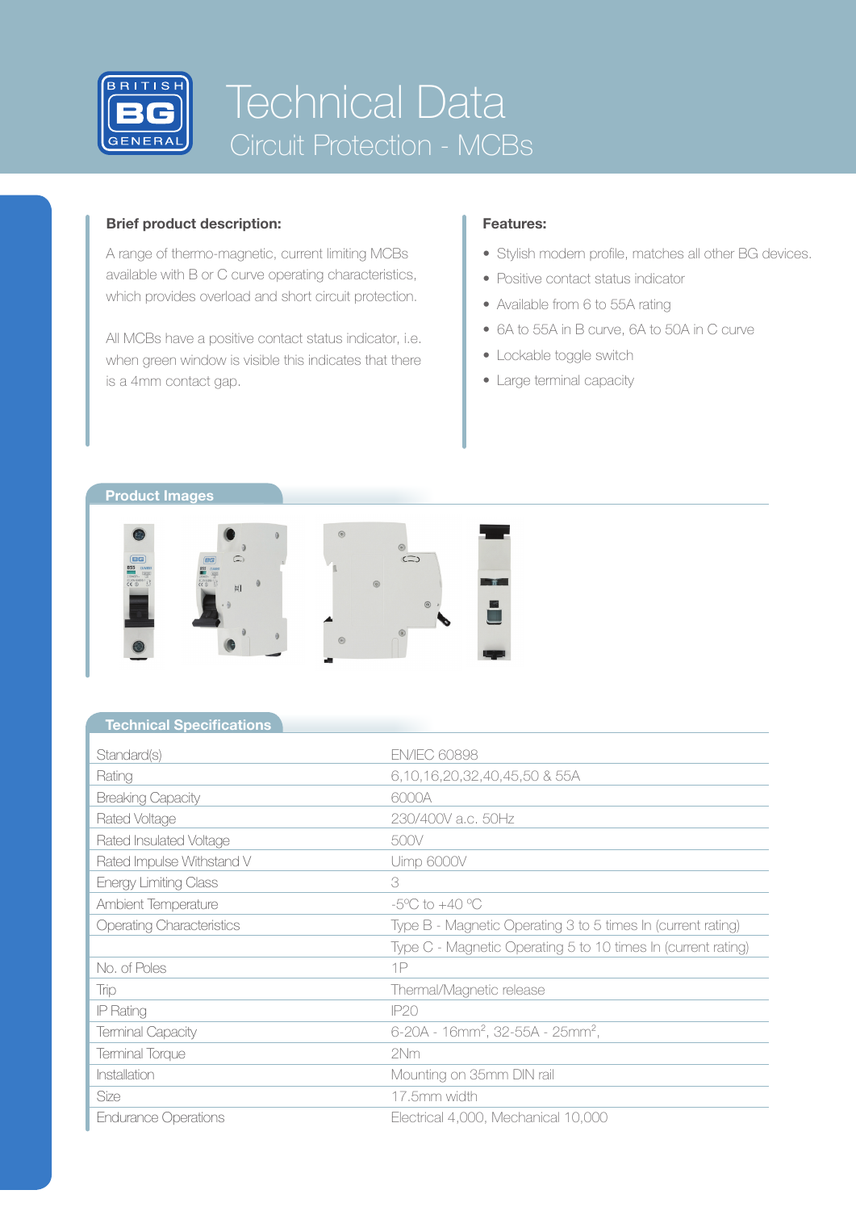# Technical Data

## Circuit Protection - MCBs

### Brief product description:

A range of thermo-magnetic, current limiting MCBs available with B or C curve operating characteristics, which provides overload and short circuit protection.

All MCBs have a positive contact status indicator, i.e. when green window is visible this indicates that there is a 4mm contact gap.

### Features:

- Stylish modern profile, matches all other BG devices.
- Positive contact status indicator
- Available from 6 to 55A rating
- 6A to 55A in B curve, 6A to 50A in C curve
- Lockable toggle switch
- Large terminal capacity

### Product Images

### Technical Specifications

| | |
|---|---|
| Standard(s) | EN/IEC 60898 |
| Rating | 6,10,16,20,32,40,45,50 & 55A |
| Breaking Capacity | 6000A |
| Rated Voltage | 230/400V a.c. 50Hz |
| Rated Insulated Voltage | 500V |
| Rated Impulse Withstand V | Uimp 6000V |
| Energy Limiting Class | 3 |
| Ambient Temperature | -5ºC to +40 ºC |
| Operating Characteristics | Type B - Magnetic Operating 3 to 5 times In (current rating) |
| | Type C - Magnetic Operating 5 to 10 times In (current rating) |
| No. of Poles | 1P |
| Trip | Thermal/Magnetic release |
| IP Rating | IP20 |
| Terminal Capacity | 6-20A - 16mm², 32-55A - 25mm², |
| Terminal Torque | 2Nm |
| Installation | Mounting on 35mm DIN rail |
| Size | 17.5mm width |
| Endurance Operations | Electrical 4,000, Mechanical 10,000 |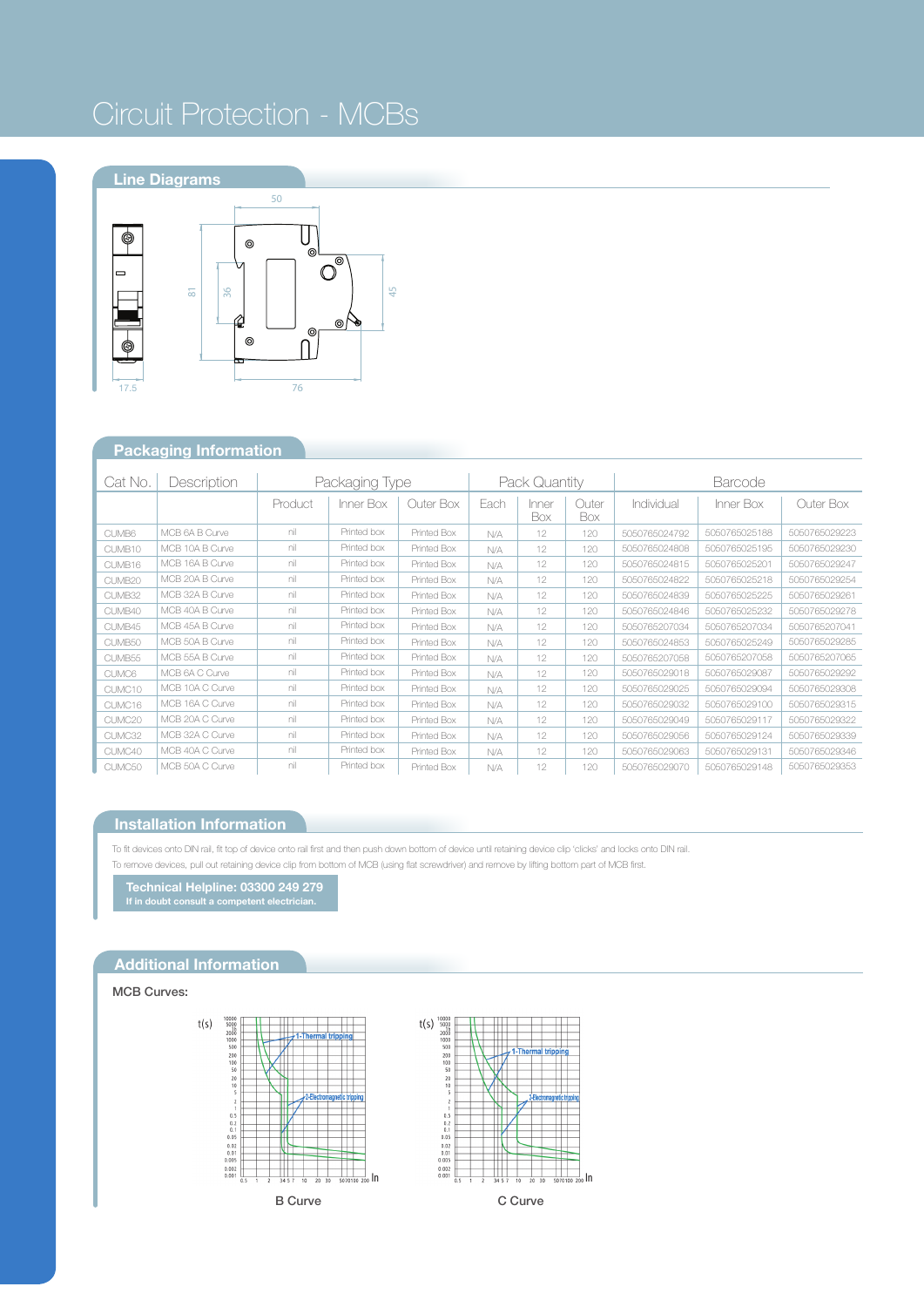# Circuit Protection - MCBs

## Line Diagrams

50

81

36

45

17.5

76

## Packaging Information

| Cat No. | Description | Packaging Type | | | Pack Quantity | | | Barcode | | |
|---|---|---|---|---|---|---|---|---|---|---|
| | | Product | Inner Box | Outer Box | Each | Inner Box | Outer Box | Individual | Inner Box | Outer Box |
| CUMB6 | MCB 6A B Curve | nil | Printed box | Printed Box | N/A | 12 | 120 | 5050765024792 | 5050765025188 | 5050765029223 |
| CUMB10 | MCB 10A B Curve | nil | Printed box | Printed Box | N/A | 12 | 120 | 5050765024808 | 5050765025195 | 5050765029230 |
| CUMB16 | MCB 16A B Curve | nil | Printed box | Printed Box | N/A | 12 | 120 | 5050765024815 | 5050765025201 | 5050765029247 |
| CUMB20 | MCB 20A B Curve | nil | Printed box | Printed Box | N/A | 12 | 120 | 5050765024822 | 5050765025218 | 5050765029254 |
| CUMB32 | MCB 32A B Curve | nil | Printed box | Printed Box | N/A | 12 | 120 | 5050765024839 | 5050765025225 | 5050765029261 |
| CUMB40 | MCB 40A B Curve | nil | Printed box | Printed Box | N/A | 12 | 120 | 5050765024846 | 5050765025232 | 5050765029278 |
| CUMB45 | MCB 45A B Curve | nil | Printed box | Printed Box | N/A | 12 | 120 | 5050765207034 | 5050765207034 | 5050765207041 |
| CUMB50 | MCB 50A B Curve | nil | Printed box | Printed Box | N/A | 12 | 120 | 5050765024853 | 5050765025249 | 5050765029285 |
| CUMB55 | MCB 55A B Curve | nil | Printed box | Printed Box | N/A | 12 | 120 | 5050765207058 | 5050765207058 | 5050765207065 |
| CUMC6 | MCB 6A C Curve | nil | Printed box | Printed Box | N/A | 12 | 120 | 5050765029018 | 5050765029087 | 5050765029292 |
| CUMC10 | MCB 10A C Curve | nil | Printed box | Printed Box | N/A | 12 | 120 | 5050765029025 | 5050765029094 | 5050765029308 |
| CUMC16 | MCB 16A C Curve | nil | Printed box | Printed Box | N/A | 12 | 120 | 5050765029032 | 5050765029100 | 5050765029315 |
| CUMC20 | MCB 20A C Curve | nil | Printed box | Printed Box | N/A | 12 | 120 | 5050765029049 | 5050765029117 | 5050765029322 |
| CUMC32 | MCB 32A C Curve | nil | Printed box | Printed Box | N/A | 12 | 120 | 5050765029056 | 5050765029124 | 5050765029339 |
| CUMC40 | MCB 40A C Curve | nil | Printed box | Printed Box | N/A | 12 | 120 | 5050765029063 | 5050765029131 | 5050765029346 |
| CUMC50 | MCB 50A C Curve | nil | Printed box | Printed Box | N/A | 12 | 120 | 5050765029070 | 5050765029148 | 5050765029353 |

## Installation Information

To fit devices onto DIN rail, fit top of device onto rail first and then push down bottom of device until retaining device clip 'clicks' and locks onto DIN rail.

To remove devices, pull out retaining device clip from bottom of MCB (using flat screwdriver) and remove by lifting bottom part of MCB first.

**Technical Helpline: 03300 249 279**
**If in doubt consult a competent electrician.**

## Additional Information

**MCB Curves:**

t(s)

1-Thermal tripping

2-Electromagnetic tripping

In

B Curve

t(s)

1-Thermal tripping

2-Electromagnetic tripping

In

C Curve